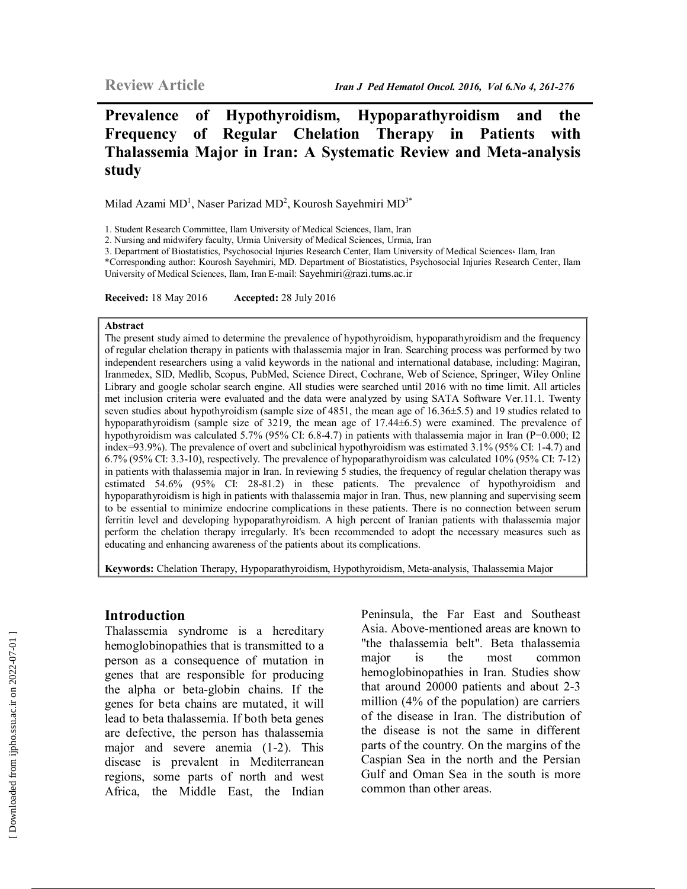**Review Article**

# Prevalence of Hypothyroidism, Hypoparathyroidism and the Frequency of Regular Chelation Therapy in Patients with Thalassemia Major in Iran: A Systematic Review and Meta-analysis study

Milad Azami MD[1], Naser Parizad MD[2], Kourosh Sayehmiri MD[3*]

1. Student Research Committee, Ilam University of Medical Sciences, Ilam, Iran
2. Nursing and midwifery faculty, Urmia University of Medical Sciences, Urmia, Iran
3. Department of Biostatistics, Psychosocial Injuries Research Center, Ilam University of Medical Sciences، Ilam, Iran

*Corresponding author: Kourosh Sayehmiri, MD. Department of Biostatistics, Psychosocial Injuries Research Center, Ilam University of Medical Sciences, Ilam, Iran E-mail: Sayehmiri@razi.tums.ac.ir

**Received:** 18 May 2016 **Accepted:** 28 July 2016

**Abstract**

The present study aimed to determine the prevalence of hypothyroidism, hypoparathyroidism and the frequency of regular chelation therapy in patients with thalassemia major in Iran. Searching process was performed by two independent researchers using a valid keywords in the national and international database, including: Magiran, Iranmedex, SID, Medlib, Scopus, PubMed, Science Direct, Cochrane, Web of Science, Springer, Wiley Online Library and google scholar search engine. All studies were searched until 2016 with no time limit. All articles met inclusion criteria were evaluated and the data were analyzed by using SATA Software Ver.11.1. Twenty seven studies about hypothyroidism (sample size of 4851, the mean age of 16.36±5.5) and 19 studies related to hypoparathyroidism (sample size of 3219, the mean age of 17.44±6.5) were examined. The prevalence of hypothyroidism was calculated 5.7% (95% CI: 6.8-4.7) in patients with thalassemia major in Iran (P=0.000; I2 index=93.9%). The prevalence of overt and subclinical hypothyroidism was estimated 3.1% (95% CI: 1-4.7) and 6.7% (95% CI: 3.3-10), respectively. The prevalence of hypoparathyroidism was calculated 10% (95% CI: 7-12) in patients with thalassemia major in Iran. In reviewing 5 studies, the frequency of regular chelation therapy was estimated 54.6% (95% CI: 28-81.2) in these patients. The prevalence of hypothyroidism and hypoparathyroidism is high in patients with thalassemia major in Iran. Thus, new planning and supervising seem to be essential to minimize endocrine complications in these patients. There is no connection between serum ferritin level and developing hypoparathyroidism. A high percent of Iranian patients with thalassemia major perform the chelation therapy irregularly. It's been recommended to adopt the necessary measures such as educating and enhancing awareness of the patients about its complications.

**Keywords:** Chelation Therapy, Hypoparathyroidism, Hypothyroidism, Meta-analysis, Thalassemia Major

## Introduction

Thalassemia syndrome is a hereditary hemoglobinopathies that is transmitted to a person as a consequence of mutation in genes that are responsible for producing the alpha or beta-globin chains. If the genes for beta chains are mutated, it will lead to beta thalassemia. If both beta genes are defective, the person has thalassemia major and severe anemia (1-2). This disease is prevalent in Mediterranean regions, some parts of north and west Africa, the Middle East, the Indian Peninsula, the Far East and Southeast Asia. Above-mentioned areas are known to "the thalassemia belt". Beta thalassemia major is the most common hemoglobinopathies in Iran. Studies show that around 20000 patients and about 2-3 million (4% of the population) are carriers of the disease in Iran. The distribution of the disease is not the same in different parts of the country. On the margins of the Caspian Sea in the north and the Persian Gulf and Oman Sea in the south is more common than other areas.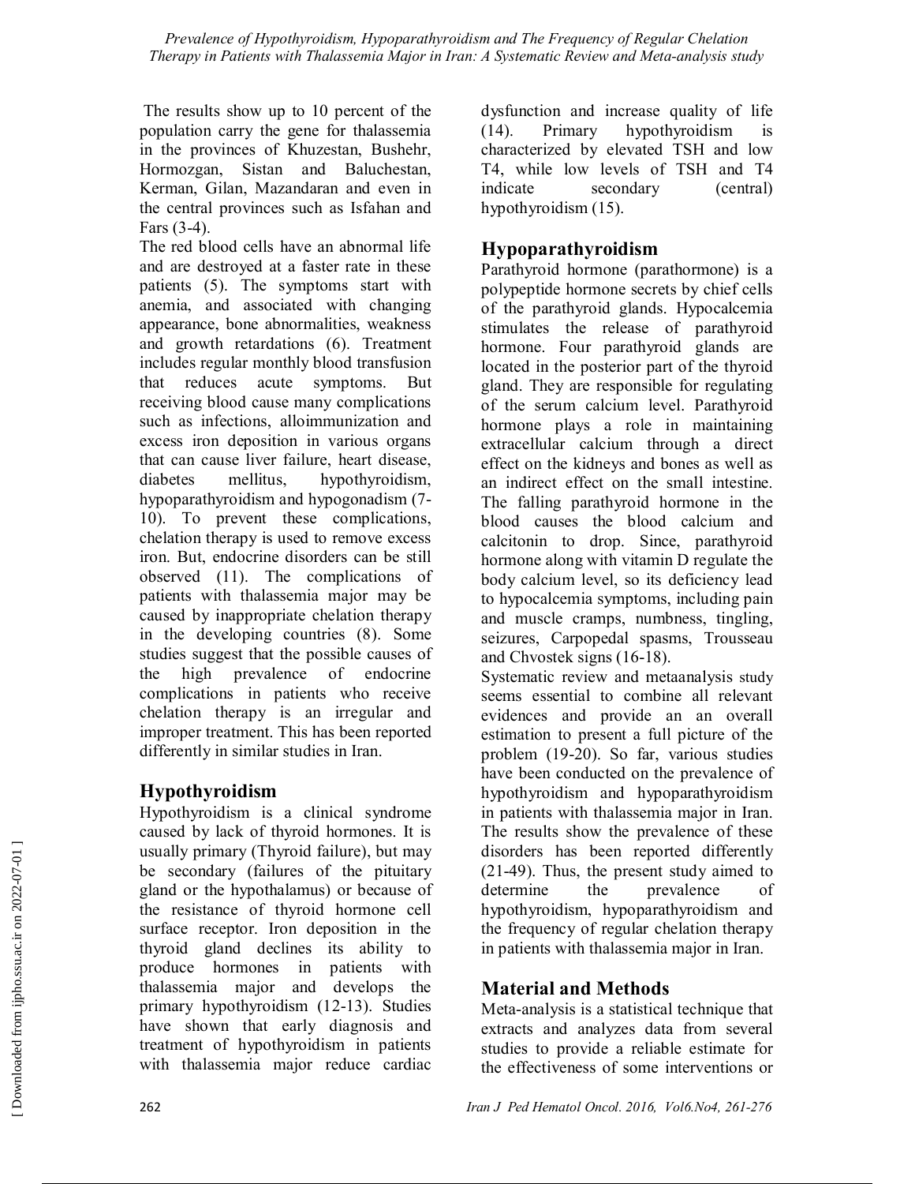The results show up to 10 percent of the population carry the gene for thalassemia in the provinces of Khuzestan, Bushehr, Hormozgan, Sistan and Baluchestan, Kerman, Gilan, Mazandaran and even in the central provinces such as Isfahan and Fars (3-4).

The red blood cells have an abnormal life and are destroyed at a faster rate in these patients (5). The symptoms start with anemia, and associated with changing appearance, bone abnormalities, weakness and growth retardations (6). Treatment includes regular monthly blood transfusion that reduces acute symptoms. But receiving blood cause many complications such as infections, alloimmunization and excess iron deposition in various organs that can cause liver failure, heart disease, diabetes mellitus, hypothyroidism, hypoparathyroidism and hypogonadism (7-10). To prevent these complications, chelation therapy is used to remove excess iron. But, endocrine disorders can be still observed (11). The complications of patients with thalassemia major may be caused by inappropriate chelation therapy in the developing countries (8). Some studies suggest that the possible causes of the high prevalence of endocrine complications in patients who receive chelation therapy is an irregular and improper treatment. This has been reported differently in similar studies in Iran.

## Hypothyroidism

Hypothyroidism is a clinical syndrome caused by lack of thyroid hormones. It is usually primary (Thyroid failure), but may be secondary (failures of the pituitary gland or the hypothalamus) or because of the resistance of thyroid hormone cell surface receptor. Iron deposition in the thyroid gland declines its ability to produce hormones in patients with thalassemia major and develops the primary hypothyroidism (12-13). Studies have shown that early diagnosis and treatment of hypothyroidism in patients with thalassemia major reduce cardiac dysfunction and increase quality of life (14). Primary hypothyroidism is characterized by elevated TSH and low T4, while low levels of TSH and T4 indicate secondary (central) hypothyroidism (15).

## Hypoparathyroidism

Parathyroid hormone (parathormone) is a polypeptide hormone secrets by chief cells of the parathyroid glands. Hypocalcemia stimulates the release of parathyroid hormone. Four parathyroid glands are located in the posterior part of the thyroid gland. They are responsible for regulating of the serum calcium level. Parathyroid hormone plays a role in maintaining extracellular calcium through a direct effect on the kidneys and bones as well as an indirect effect on the small intestine. The falling parathyroid hormone in the blood causes the blood calcium and calcitonin to drop. Since, parathyroid hormone along with vitamin D regulate the body calcium level, so its deficiency lead to hypocalcemia symptoms, including pain and muscle cramps, numbness, tingling, seizures, Carpopedal spasms, Trousseau and Chvostek signs (16-18).

Systematic review and metaanalysis study seems essential to combine all relevant evidences and provide an an overall estimation to present a full picture of the problem (19-20). So far, various studies have been conducted on the prevalence of hypothyroidism and hypoparathyroidism in patients with thalassemia major in Iran. The results show the prevalence of these disorders has been reported differently (21-49). Thus, the present study aimed to determine the prevalence of hypothyroidism, hypoparathyroidism and the frequency of regular chelation therapy in patients with thalassemia major in Iran.

## Material and Methods

Meta-analysis is a statistical technique that extracts and analyzes data from several studies to provide a reliable estimate for the effectiveness of some interventions or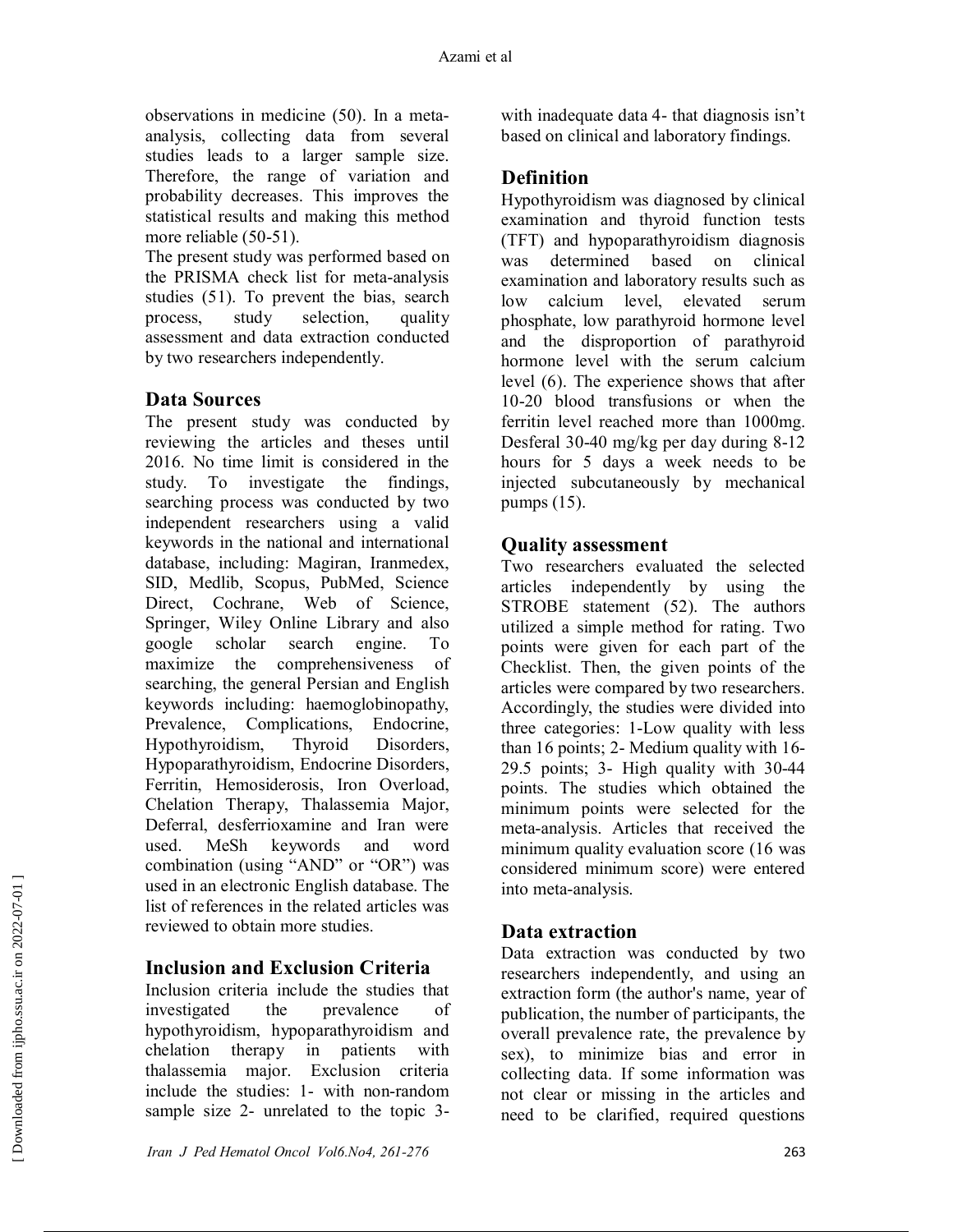observations in medicine (50). In a meta-analysis, collecting data from several studies leads to a larger sample size. Therefore, the range of variation and probability decreases. This improves the statistical results and making this method more reliable (50-51).

The present study was performed based on the PRISMA check list for meta-analysis studies (51). To prevent the bias, search process, study selection, quality assessment and data extraction conducted by two researchers independently.

## Data Sources

The present study was conducted by reviewing the articles and theses until 2016. No time limit is considered in the study. To investigate the findings, searching process was conducted by two independent researchers using a valid keywords in the national and international database, including: Magiran, Iranmedex, SID, Medlib, Scopus, PubMed, Science Direct, Cochrane, Web of Science, Springer, Wiley Online Library and also google scholar search engine. To maximize the comprehensiveness of searching, the general Persian and English keywords including: haemoglobinopathy, Prevalence, Complications, Endocrine, Hypothyroidism, Thyroid Disorders, Hypoparathyroidism, Endocrine Disorders, Ferritin, Hemosiderosis, Iron Overload, Chelation Therapy, Thalassemia Major, Deferral, desferrioxamine and Iran were used. MeSh keywords and word combination (using "AND" or "OR") was used in an electronic English database. The list of references in the related articles was reviewed to obtain more studies.

## Inclusion and Exclusion Criteria

Inclusion criteria include the studies that investigated the prevalence of hypothyroidism, hypoparathyroidism and chelation therapy in patients with thalassemia major. Exclusion criteria include the studies: 1- with non-random sample size 2- unrelated to the topic 3- with inadequate data 4- that diagnosis isn't based on clinical and laboratory findings.

## Definition

Hypothyroidism was diagnosed by clinical examination and thyroid function tests (TFT) and hypoparathyroidism diagnosis was determined based on clinical examination and laboratory results such as low calcium level, elevated serum phosphate, low parathyroid hormone level and the disproportion of parathyroid hormone level with the serum calcium level (6). The experience shows that after 10-20 blood transfusions or when the ferritin level reached more than 1000mg. Desferal 30-40 mg/kg per day during 8-12 hours for 5 days a week needs to be injected subcutaneously by mechanical pumps (15).

## Quality assessment

Two researchers evaluated the selected articles independently by using the STROBE statement (52). The authors utilized a simple method for rating. Two points were given for each part of the Checklist. Then, the given points of the articles were compared by two researchers. Accordingly, the studies were divided into three categories: 1-Low quality with less than 16 points; 2- Medium quality with 16-29.5 points; 3- High quality with 30-44 points. The studies which obtained the minimum points were selected for the meta-analysis. Articles that received the minimum quality evaluation score (16 was considered minimum score) were entered into meta-analysis.

## Data extraction

Data extraction was conducted by two researchers independently, and using an extraction form (the author's name, year of publication, the number of participants, the overall prevalence rate, the prevalence by sex), to minimize bias and error in collecting data. If some information was not clear or missing in the articles and need to be clarified, required questions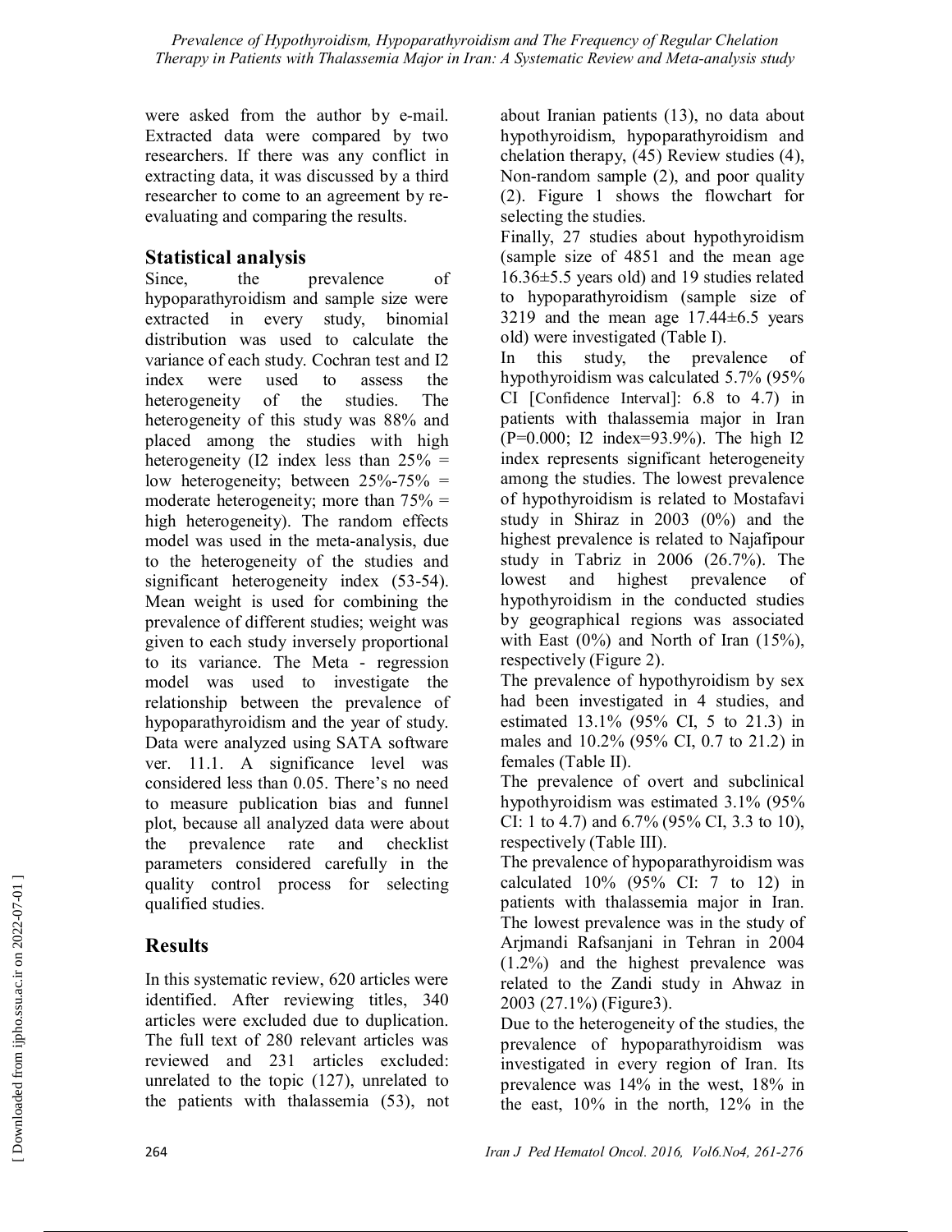were asked from the author by e-mail. Extracted data were compared by two researchers. If there was any conflict in extracting data, it was discussed by a third researcher to come to an agreement by re-evaluating and comparing the results.

## Statistical analysis

Since, the prevalence of hypoparathyroidism and sample size were extracted in every study, binomial distribution was used to calculate the variance of each study. Cochran test and I2 index were used to assess the heterogeneity of the studies. The heterogeneity of this study was 88% and placed among the studies with high heterogeneity (I2 index less than 25% = low heterogeneity; between 25%-75% = moderate heterogeneity; more than 75% = high heterogeneity). The random effects model was used in the meta-analysis, due to the heterogeneity of the studies and significant heterogeneity index (53-54). Mean weight is used for combining the prevalence of different studies; weight was given to each study inversely proportional to its variance. The Meta - regression model was used to investigate the relationship between the prevalence of hypoparathyroidism and the year of study. Data were analyzed using SATA software ver. 11.1. A significance level was considered less than 0.05. There's no need to measure publication bias and funnel plot, because all analyzed data were about the prevalence rate and checklist parameters considered carefully in the quality control process for selecting qualified studies.

## Results

In this systematic review, 620 articles were identified. After reviewing titles, 340 articles were excluded due to duplication. The full text of 280 relevant articles was reviewed and 231 articles excluded: unrelated to the topic (127), unrelated to the patients with thalassemia (53), not about Iranian patients (13), no data about hypothyroidism, hypoparathyroidism and chelation therapy, (45) Review studies (4), Non-random sample (2), and poor quality (2). Figure 1 shows the flowchart for selecting the studies.

Finally, 27 studies about hypothyroidism (sample size of 4851 and the mean age 16.36±5.5 years old) and 19 studies related to hypoparathyroidism (sample size of 3219 and the mean age 17.44±6.5 years old) were investigated (Table I).

In this study, the prevalence of hypothyroidism was calculated 5.7% (95% CI [Confidence Interval]: 6.8 to 4.7) in patients with thalassemia major in Iran (P=0.000; I2 index=93.9%). The high I2 index represents significant heterogeneity among the studies. The lowest prevalence of hypothyroidism is related to Mostafavi study in Shiraz in 2003 (0%) and the highest prevalence is related to Najafipour study in Tabriz in 2006 (26.7%). The lowest and highest prevalence of hypothyroidism in the conducted studies by geographical regions was associated with East (0%) and North of Iran (15%), respectively (Figure 2).

The prevalence of hypothyroidism by sex had been investigated in 4 studies, and estimated 13.1% (95% CI, 5 to 21.3) in males and 10.2% (95% CI, 0.7 to 21.2) in females (Table II).

The prevalence of overt and subclinical hypothyroidism was estimated 3.1% (95% CI: 1 to 4.7) and 6.7% (95% CI, 3.3 to 10), respectively (Table III).

The prevalence of hypoparathyroidism was calculated 10% (95% CI: 7 to 12) in patients with thalassemia major in Iran. The lowest prevalence was in the study of Arjmandi Rafsanjani in Tehran in 2004 (1.2%) and the highest prevalence was related to the Zandi study in Ahwaz in 2003 (27.1%) (Figure3).

Due to the heterogeneity of the studies, the prevalence of hypoparathyroidism was investigated in every region of Iran. Its prevalence was 14% in the west, 18% in the east, 10% in the north, 12% in the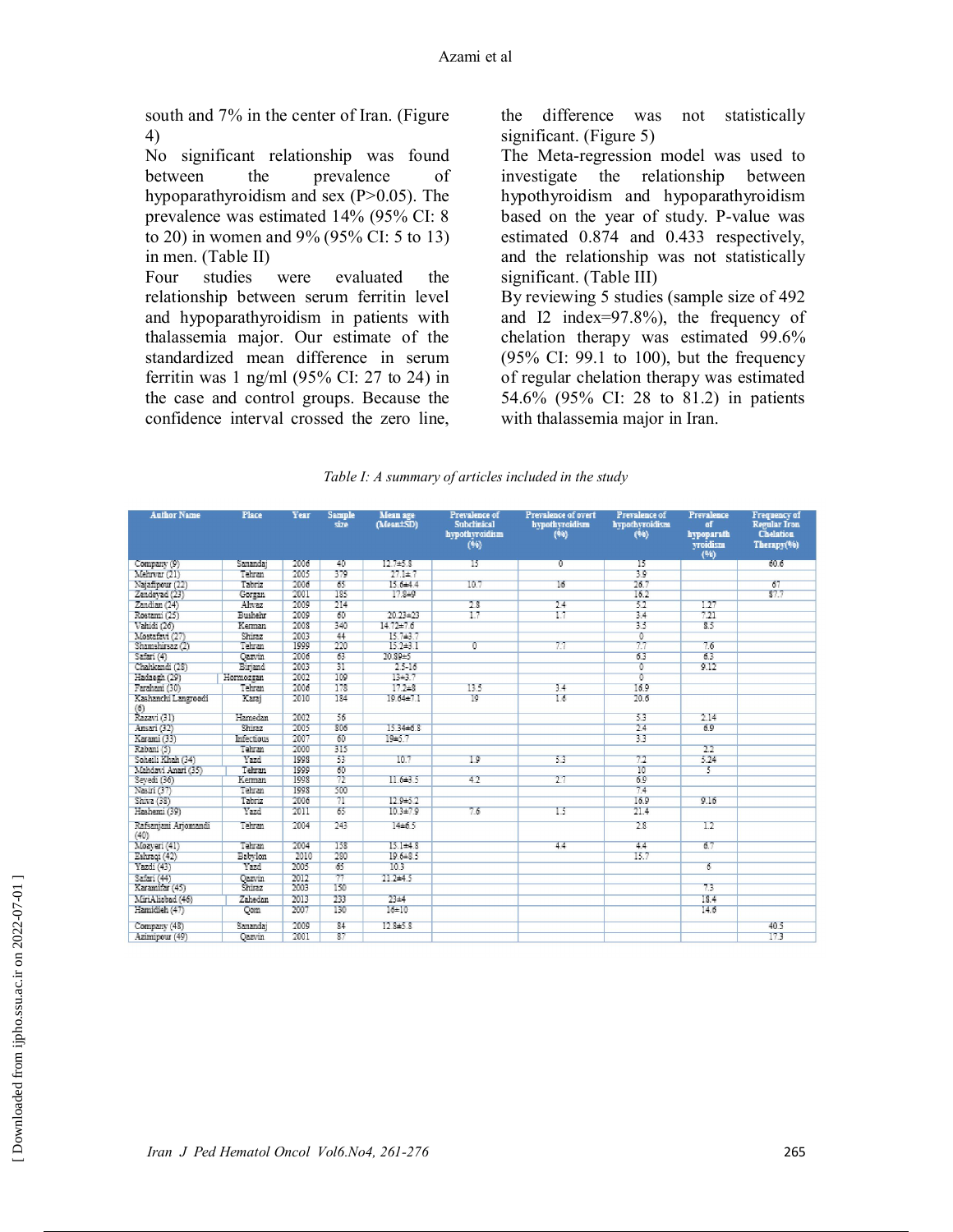south and 7% in the center of Iran. (Figure 4)

No significant relationship was found between the prevalence of hypoparathyroidism and sex (P>0.05). The prevalence was estimated 14% (95% CI: 8 to 20) in women and 9% (95% CI: 5 to 13) in men. (Table II)

Four studies were evaluated the relationship between serum ferritin level and hypoparathyroidism in patients with thalassemia major. Our estimate of the standardized mean difference in serum ferritin was 1 ng/ml (95% CI: 27 to 24) in the case and control groups. Because the confidence interval crossed the zero line, the difference was not statistically significant. (Figure 5)

The Meta-regression model was used to investigate the relationship between hypothyroidism and hypoparathyroidism based on the year of study. P-value was estimated 0.874 and 0.433 respectively, and the relationship was not statistically significant. (Table III)

By reviewing 5 studies (sample size of 492 and I2 index=97.8%), the frequency of chelation therapy was estimated 99.6% (95% CI: 99.1 to 100), but the frequency of regular chelation therapy was estimated 54.6% (95% CI: 28 to 81.2) in patients with thalassemia major in Iran.

*Table I: A summary of articles included in the study*

| Author Name | Place | Year | Sample size | Mean age (Mean±SD) | Prevalence of Subclinical hypothyroidism (%) | Prevalence of overt hypothyroidism (%) | Prevalence of hypothyroidism (%) | Prevalence of hypoparathyroidism (%) | Frequency of Regular Iron Chelation Therapy(%) |
|---|---|---|---|---|---|---|---|---|---|
| Company (9) | Sanandaj | 2006 | 40 | 12.7±5.8 | 15 | 0 | 15 | | 60.6 |
| Mehrvar (21) | Tehran | 2005 | 379 | 27.1±7 | | | 3.9 | | |
| Najafipour (22) | Tabriz | 2006 | 65 | 15.6±4.4 | 10.7 | 16 | 26.7 | | 67 |
| Zandeyad (23) | Gorgan | 2001 | 185 | 17.8±9 | | | 16.2 | | 87.7 |
| Zandian (24) | Ahvaz | 2009 | 214 | | 2.8 | 2.4 | 5.2 | 1.27 | |
| Rostami (25) | Bushehr | 2009 | 60 | 20.23±23 | 1.7 | 1.7 | 3.4 | 7.21 | |
| Vahidi (26) | Kerman | 2008 | 340 | 14.72±7.6 | | | 3.5 | 8.5 | |
| Mostafavi (27) | Shiraz | 2003 | 44 | 15.7±3.7 | | | 0 | | |
| Shamshirsaz (2) | Tehran | 1999 | 220 | 15.2±3.1 | 0 | 7.7 | 7.7 | 7.6 | |
| Safari (4) | Qazvin | 2006 | 63 | 20.89±5 | | | 6.3 | 6.3 | |
| Chahkandi (28) | Birjand | 2003 | 31 | 2.5-16 | | | 0 | 9.12 | |
| Hadaegh (29) | Hormozgan | 2002 | 109 | 13±3.7 | | | 0 | | |
| Farahani (30) | Tehran | 2006 | 178 | 17.2±8 | 13.5 | 3.4 | 16.9 | | |
| Kashanchi Langroodi (6) | Karaj | 2010 | 184 | 19.64±7.1 | 19 | 1.6 | 20.6 | | |
| Razavi (31) | Hamedan | 2002 | 56 | | | | 5.3 | 2.14 | |
| Ansari (32) | Shiraz | 2005 | 806 | 15.34±6.8 | | | 2.4 | 6.9 | |
| Karami (33) | Infectious | 2007 | 60 | 19±5.7 | | | 3.3 | | |
| Rabani (5) | Tehran | 2000 | 315 | | | | | 2.2 | |
| Soheili Khah (34) | Yazd | 1998 | 53 | 10.7 | 1.9 | 5.3 | 7.2 | 5.24 | |
| Mahdavi Anari (35) | Tehran | 1999 | 60 | | | | 10 | 5 | |
| Seyedi (36) | Kerman | 1998 | 72 | 11.6±3.5 | 4.2 | 2.7 | 6.9 | | |
| Nasiri (37) | Tehran | 1998 | 500 | | | | 7.4 | | |
| Shiva (38) | Tabriz | 2006 | 71 | 12.9±3.2 | | | 16.9 | 9.16 | |
| Hashemi (39) | Yazd | 2011 | 65 | 10.3±7.9 | 7.6 | 1.5 | 21.4 | | |
| Rafsanjani Arjomandi (40) | Tehran | 2004 | 243 | 14±6.5 | | | 2.8 | 1.2 | |
| Moayeri (41) | Tehran | 2004 | 158 | 15.1±4.8 | | 4.4 | 4.4 | 6.7 | |
| Zahraqi (42) | Babylon | 2010 | 280 | 19.6±8.5 | | | 15.7 | | |
| Yazdi (43) | Yazd | 2005 | 65 | 10.3 | | | | 6 | |
| Safari (44) | Qazvin | 2012 | 77 | 21.2±4.5 | | | | | |
| Karamifar (45) | Shiraz | 2003 | 150 | | | | | 7.3 | |
| MiriAliabad (46) | Zahedan | 2013 | 233 | 23±4 | | | | 18.4 | |
| Hamidieh (47) | Qom | 2007 | 130 | 16±10 | | | | 14.6 | |
| Company (48) | Sanandaj | 2009 | 84 | 12.8±5.8 | | | | | 40.5 |
| Azimipour (49) | Qazvin | 2001 | 87 | | | | | | 17.3 |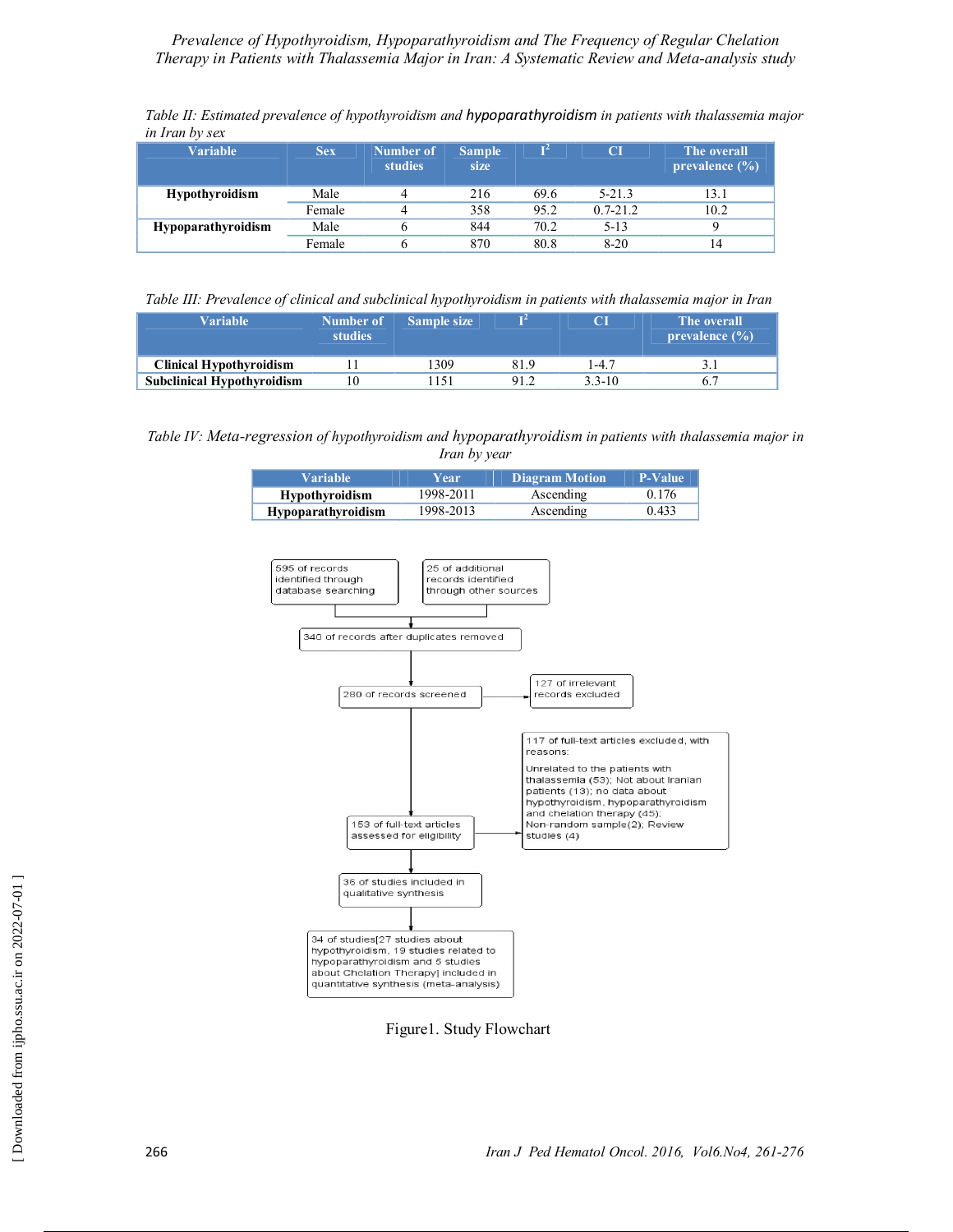*Table II: Estimated prevalence of hypothyroidism and hypoparathyroidism in patients with thalassemia major in Iran by sex*

| Variable | Sex | Number of studies | Sample size | $I^2$ | CI | The overall prevalence (%) |
|---|---|---|---|---|---|---|
| **Hypothyroidism** | Male | 4 | 216 | 69.6 | 5-21.3 | 13.1 |
| | Female | 4 | 358 | 95.2 | 0.7-21.2 | 10.2 |
| **Hypoparathyroidism** | Male | 6 | 844 | 70.2 | 5-13 | 9 |
| | Female | 6 | 870 | 80.8 | 8-20 | 14 |

*Table III: Prevalence of clinical and subclinical hypothyroidism in patients with thalassemia major in Iran*

| Variable | Number of studies | Sample size | $I^2$ | CI | The overall prevalence (%) |
|---|---|---|---|---|---|
| **Clinical Hypothyroidism** | 11 | 1309 | 81.9 | 1-4.7 | 3.1 |
| **Subclinical Hypothyroidism** | 10 | 1151 | 91.2 | 3.3-10 | 6.7 |

*Table IV: Meta-regression of hypothyroidism and hypoparathyroidism in patients with thalassemia major in Iran by year*

| Variable | Year | Diagram Motion | P-Value |
|---|---|---|---|
| **Hypothyroidism** | 1998-2011 | Ascending | 0.176 |
| **Hypoparathyroidism** | 1998-2013 | Ascending | 0.433 |

595 of records identified through database searching

25 of additional records identified through other sources

340 of records after duplicates removed

280 of records screened

127 of irrelevant records excluded

153 of full-text articles assessed for eligibility

117 of full-text articles excluded, with reasons: Unrelated to the patients with thalassemia (53); Not about Iranian patients (13); no data about hypothyroidism, hypoparathyroidism and chelation therapy (45); Non-random sample(2); Review studies (4)

36 of studies included in qualitative synthesis

34 of studies[27 studies about hypothyroidism, 19 studies related to hypoparathyroidism and 5 studies about Chelation Therapy] included in quantitative synthesis (meta-analysis)

Figure1. Study Flowchart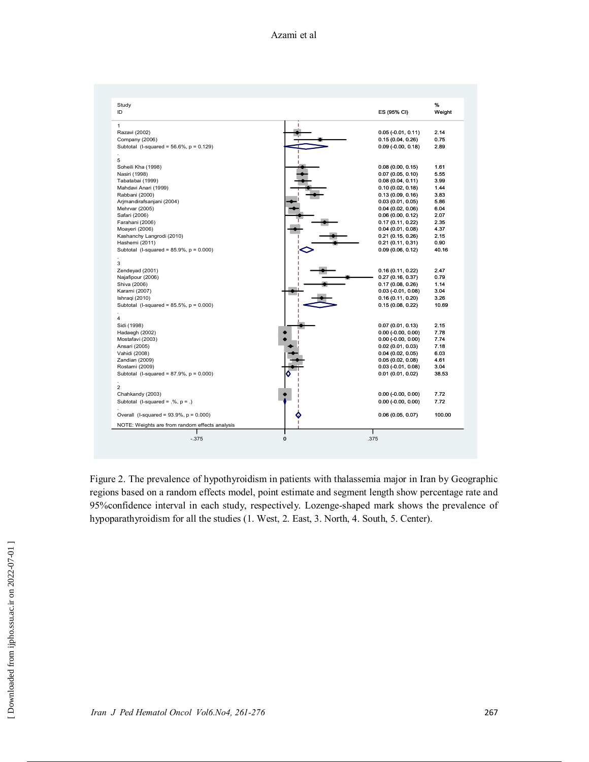| Study ID | ES (95% CI) | % Weight |
|---|---|---|
| **1** | | |
| Razavi (2002) | 0.05 (-0.01, 0.11) | 2.14 |
| Company (2006) | 0.15 (0.04, 0.26) | 0.75 |
| Subtotal (I-squared = 56.6%, p = 0.129) | 0.09 (-0.00, 0.18) | 2.89 |
| **5** | | |
| Soheili Kha (1998) | 0.08 (0.00, 0.15) | 1.61 |
| Nasiri (1998) | 0.07 (0.05, 0.10) | 5.55 |
| Tabatabai (1999) | 0.08 (0.04, 0.11) | 3.99 |
| Mahdavi Anari (1999) | 0.10 (0.02, 0.18) | 1.44 |
| Rabbani (2000) | 0.13 (0.09, 0.16) | 3.83 |
| Arjmandirafsanjani (2004) | 0.03 (0.01, 0.05) | 5.86 |
| Mehrvar (2005) | 0.04 (0.02, 0.06) | 6.04 |
| Safari (2006) | 0.06 (0.00, 0.12) | 2.07 |
| Farahani (2006) | 0.17 (0.11, 0.22) | 2.35 |
| Moayeri (2006) | 0.04 (0.01, 0.08) | 4.37 |
| Kashanchy Langrodi (2010) | 0.21 (0.15, 0.26) | 2.15 |
| Hashemi (2011) | 0.21 (0.11, 0.31) | 0.90 |
| Subtotal (I-squared = 85.9%, p = 0.000) | 0.09 (0.06, 0.12) | 40.16 |
| **3** | | |
| Zendeyad (2001) | 0.16 (0.11, 0.22) | 2.47 |
| Najafipour (2006) | 0.27 (0.16, 0.37) | 0.79 |
| Shiva (2006) | 0.17 (0.08, 0.26) | 1.14 |
| Karami (2007) | 0.03 (-0.01, 0.08) | 3.04 |
| Ishraqi (2010) | 0.16 (0.11, 0.20) | 3.26 |
| Subtotal (I-squared = 85.5%, p = 0.000) | 0.15 (0.08, 0.22) | 10.69 |
| **4** | | |
| Sidi (1998) | 0.07 (0.01, 0.13) | 2.15 |
| Hadaegh (2002) | 0.00 (-0.00, 0.00) | 7.78 |
| Mostafavi (2003) | 0.00 (-0.00, 0.00) | 7.74 |
| Ansari (2005) | 0.02 (0.01, 0.03) | 7.18 |
| Vahidi (2008) | 0.04 (0.02, 0.05) | 6.03 |
| Zandian (2009) | 0.05 (0.02, 0.08) | 4.61 |
| Rostami (2009) | 0.03 (-0.01, 0.08) | 3.04 |
| Subtotal (I-squared = 87.9%, p = 0.000) | 0.01 (0.01, 0.02) | 38.53 |
| **2** | | |
| Chahkandy (2003) | 0.00 (-0.00, 0.00) | 7.72 |
| Subtotal (I-squared = .%, p = .) | 0.00 (-0.00, 0.00) | 7.72 |
| Overall (I-squared = 93.9%, p = 0.000) | 0.06 (0.05, 0.07) | 100.00 |

NOTE: Weights are from random effects analysis

Figure 2. The prevalence of hypothyroidism in patients with thalassemia major in Iran by Geographic regions based on a random effects model, point estimate and segment length show percentage rate and 95%confidence interval in each study, respectively. Lozenge-shaped mark shows the prevalence of hypoparathyroidism for all the studies (1. West, 2. East, 3. North, 4. South, 5. Center).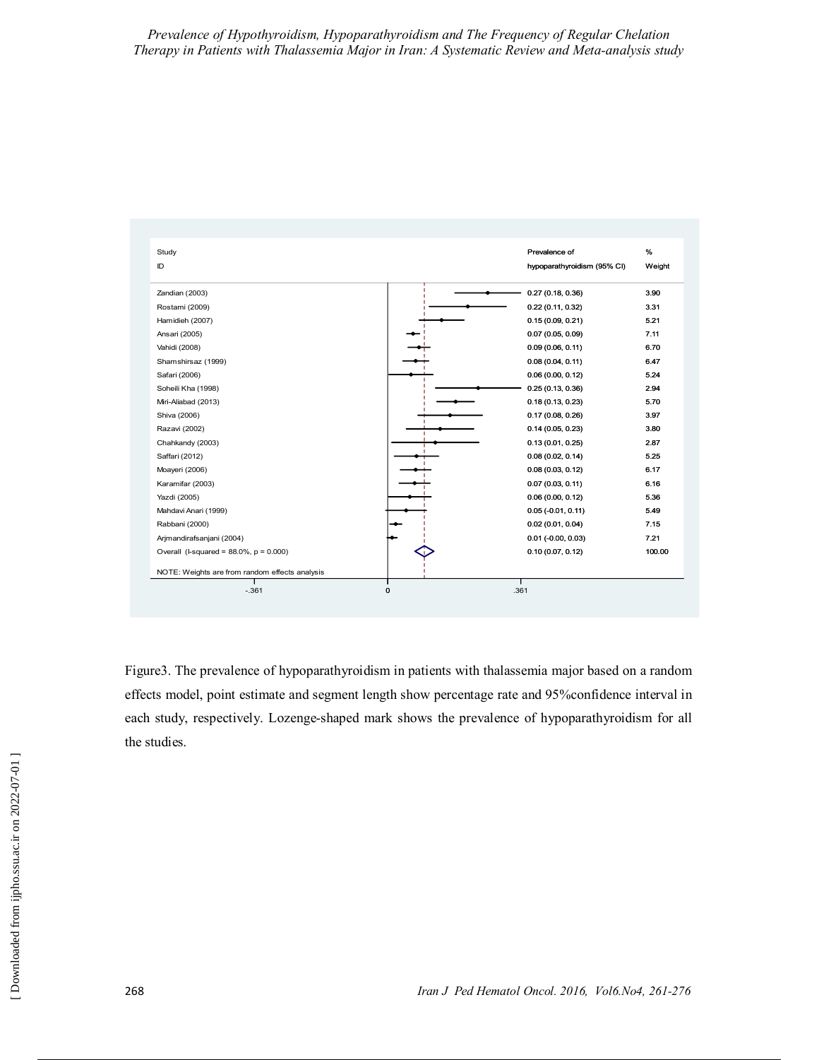| Study ID | Prevalence of hypoparathyroidism (95% CI) | % Weight |
|---|---|---|
| Zandian (2003) | 0.27 (0.18, 0.36) | 3.90 |
| Rostami (2009) | 0.22 (0.11, 0.32) | 3.31 |
| Hamidieh (2007) | 0.15 (0.09, 0.21) | 5.21 |
| Ansari (2005) | 0.07 (0.05, 0.09) | 7.11 |
| Vahidi (2008) | 0.09 (0.06, 0.11) | 6.70 |
| Shamshirsaz (1999) | 0.08 (0.04, 0.11) | 6.47 |
| Safari (2006) | 0.06 (0.00, 0.12) | 5.24 |
| Soheili Kha (1998) | 0.25 (0.13, 0.36) | 2.94 |
| Miri-Aliabad (2013) | 0.18 (0.13, 0.23) | 5.70 |
| Shiva (2006) | 0.17 (0.08, 0.26) | 3.97 |
| Razavi (2002) | 0.14 (0.05, 0.23) | 3.80 |
| Chahkandy (2003) | 0.13 (0.01, 0.25) | 2.87 |
| Saffari (2012) | 0.08 (0.02, 0.14) | 5.25 |
| Moayeri (2006) | 0.08 (0.03, 0.12) | 6.17 |
| Karamifar (2003) | 0.07 (0.03, 0.11) | 6.16 |
| Yazdi (2005) | 0.06 (0.00, 0.12) | 5.36 |
| Mahdavi Anari (1999) | 0.05 (-0.01, 0.11) | 5.49 |
| Rabbani (2000) | 0.02 (0.01, 0.04) | 7.15 |
| Arjmandirafsanjani (2004) | 0.01 (-0.00, 0.03) | 7.21 |
| Overall (I-squared = 88.0%, p = 0.000) | 0.10 (0.07, 0.12) | 100.00 |

NOTE: Weights are from random effects analysis

Figure3. The prevalence of hypoparathyroidism in patients with thalassemia major based on a random effects model, point estimate and segment length show percentage rate and 95%confidence interval in each study, respectively. Lozenge-shaped mark shows the prevalence of hypoparathyroidism for all the studies.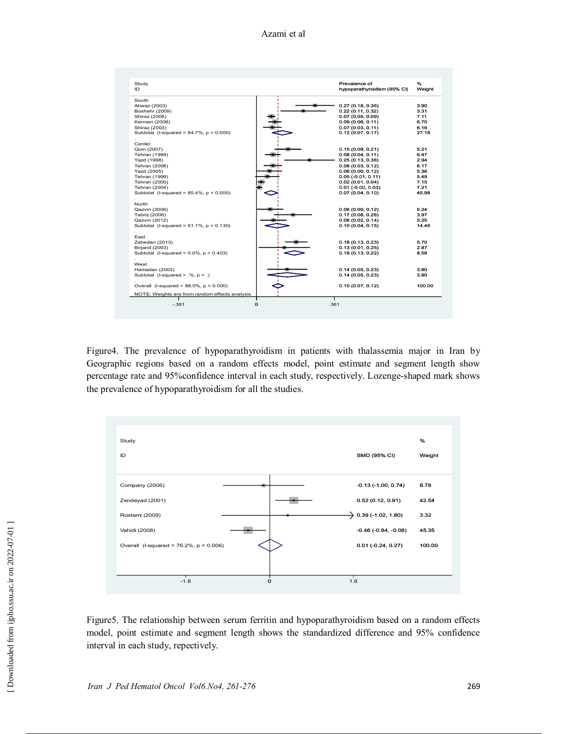| Study ID | Prevalence of hypoparathyroidism (95% CI) | % Weight |
|---|---|---|
| **South** | | |
| Ahwaz (2003) | 0.27 (0.18, 0.36) | 3.90 |
| Boshehr (2009) | 0.22 (0.11, 0.32) | 3.31 |
| Shiraz (2005) | 0.07 (0.05, 0.09) | 7.11 |
| Kerman (2008) | 0.09 (0.06, 0.11) | 6.70 |
| Shiraz (2003) | 0.07 (0.03, 0.11) | 6.16 |
| Subtotal (I-squared = 84.7%, p = 0.000) | 0.12 (0.07, 0.17) | 27.18 |
| **Center** | | |
| Qom (2007) | 0.15 (0.09, 0.21) | 5.21 |
| Tehran (1999) | 0.08 (0.04, 0.11) | 6.47 |
| Yazd (1998) | 0.25 (0.13, 0.36) | 2.94 |
| Tehran (2006) | 0.08 (0.03, 0.12) | 6.17 |
| Yazd (2005) | 0.06 (0.00, 0.12) | 5.36 |
| Tehran (1999) | 0.05 (-0.01, 0.11) | 5.49 |
| Tehran (2000) | 0.02 (0.01, 0.04) | 7.15 |
| Tehran (2004) | 0.01 (-0.00, 0.03) | 7.21 |
| Subtotal (I-squared = 85.4%, p = 0.000) | 0.07 (0.04, 0.10) | 45.98 |
| **North** | | |
| Qazvin (2006) | 0.06 (0.00, 0.12) | 5.24 |
| Tabriz (2006) | 0.17 (0.08, 0.26) | 3.97 |
| Qazvin (2012) | 0.08 (0.02, 0.14) | 5.25 |
| Subtotal (I-squared = 51.1%, p = 0.130) | 0.10 (0.04, 0.15) | 14.46 |
| **East** | | |
| Zahedan (2013) | 0.18 (0.13, 0.23) | 5.70 |
| Birjand (2003) | 0.13 (0.01, 0.25) | 2.87 |
| Subtotal (I-squared = 0.0%, p = 0.403) | 0.18 (0.13, 0.22) | 8.58 |
| **West** | | |
| Hamadan (2002) | 0.14 (0.05, 0.23) | 3.80 |
| Subtotal (I-squared = .%, p = .) | 0.14 (0.05, 0.23) | 3.80 |
| Overall (I-squared = 88.0%, p = 0.000) | 0.10 (0.07, 0.12) | 100.00 |

NOTE: Weights are from random effects analysis

Figure4. The prevalence of hypoparathyroidism in patients with thalassemia major in Iran by Geographic regions based on a random effects model, point estimate and segment length show percentage rate and 95%confidence interval in each study, respectively. Lozenge-shaped mark shows the prevalence of hypoparathyroidism for all the studies.

| Study ID | SMD (95% CI) | % Weight |
|---|---|---|
| Company (2006) | -0.13 (-1.00, 0.74) | 8.78 |
| Zendeyad (2001) | 0.52 (0.12, 0.91) | 42.54 |
| Rostami (2009) | 0.39 (-1.02, 1.80) | 3.32 |
| Vahidi (2008) | -0.46 (-0.84, -0.08) | 45.35 |
| Overall (I-squared = 76.2%, p = 0.006) | 0.01 (-0.24, 0.27) | 100.00 |

Figure5. The relationship between serum ferritin and hypoparathyroidism based on a random effects model, point estimate and segment length shows the standardized difference and 95% confidence interval in each study, repectively.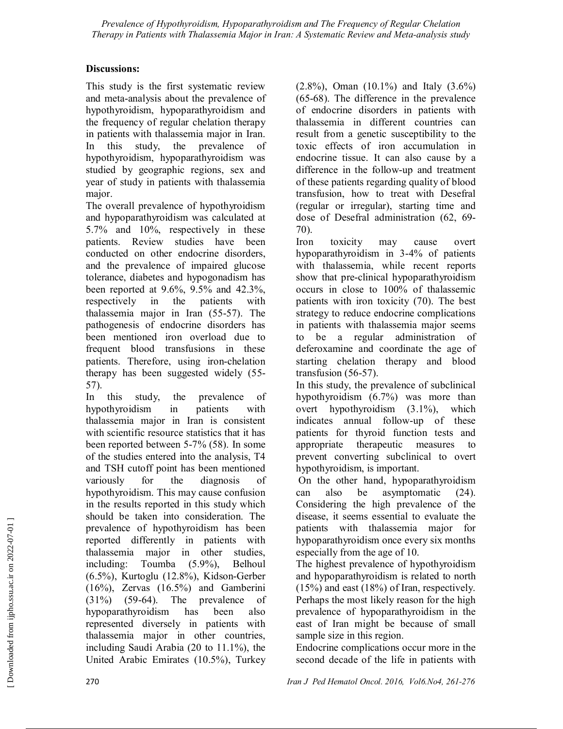## Discussions:

This study is the first systematic review and meta-analysis about the prevalence of hypothyroidism, hypoparathyroidism and the frequency of regular chelation therapy in patients with thalassemia major in Iran. In this study, the prevalence of hypothyroidism, hypoparathyroidism was studied by geographic regions, sex and year of study in patients with thalassemia major.

The overall prevalence of hypothyroidism and hypoparathyroidism was calculated at 5.7% and 10%, respectively in these patients. Review studies have been conducted on other endocrine disorders, and the prevalence of impaired glucose tolerance, diabetes and hypogonadism has been reported at 9.6%, 9.5% and 42.3%, respectively in the patients with thalassemia major in Iran (55-57). The pathogenesis of endocrine disorders has been mentioned iron overload due to frequent blood transfusions in these patients. Therefore, using iron-chelation therapy has been suggested widely (55-57).

In this study, the prevalence of hypothyroidism in patients with thalassemia major in Iran is consistent with scientific resource statistics that it has been reported between 5-7% (58). In some of the studies entered into the analysis, T4 and TSH cutoff point has been mentioned variously for the diagnosis of hypothyroidism. This may cause confusion in the results reported in this study which should be taken into consideration. The prevalence of hypothyroidism has been reported differently in patients with thalassemia major in other studies, including: Toumba (5.9%), Belhoul (6.5%), Kurtoglu (12.8%), Kidson-Gerber (16%), Zervas (16.5%) and Gamberini (31%) (59-64). The prevalence of hypoparathyroidism has been also represented diversely in patients with thalassemia major in other countries, including Saudi Arabia (20 to 11.1%), the United Arabic Emirates (10.5%), Turkey (2.8%), Oman (10.1%) and Italy (3.6%) (65-68). The difference in the prevalence of endocrine disorders in patients with thalassemia in different countries can result from a genetic susceptibility to the toxic effects of iron accumulation in endocrine tissue. It can also cause by a difference in the follow-up and treatment of these patients regarding quality of blood transfusion, how to treat with Desefral (regular or irregular), starting time and dose of Desefral administration (62, 69-70).

Iron toxicity may cause overt hypoparathyroidism in 3-4% of patients with thalassemia, while recent reports show that pre-clinical hypoparathyroidism occurs in close to 100% of thalassemic patients with iron toxicity (70). The best strategy to reduce endocrine complications in patients with thalassemia major seems to be a regular administration of deferoxamine and coordinate the age of starting chelation therapy and blood transfusion (56-57).

In this study, the prevalence of subclinical hypothyroidism (6.7%) was more than overt hypothyroidism (3.1%), which indicates annual follow-up of these patients for thyroid function tests and appropriate therapeutic measures to prevent converting subclinical to overt hypothyroidism, is important.

On the other hand, hypoparathyroidism can also be asymptomatic (24). Considering the high prevalence of the disease, it seems essential to evaluate the patients with thalassemia major for hypoparathyroidism once every six months especially from the age of 10.

The highest prevalence of hypothyroidism and hypoparathyroidism is related to north (15%) and east (18%) of Iran, respectively. Perhaps the most likely reason for the high prevalence of hypoparathyroidism in the east of Iran might be because of small sample size in this region.

Endocrine complications occur more in the second decade of the life in patients with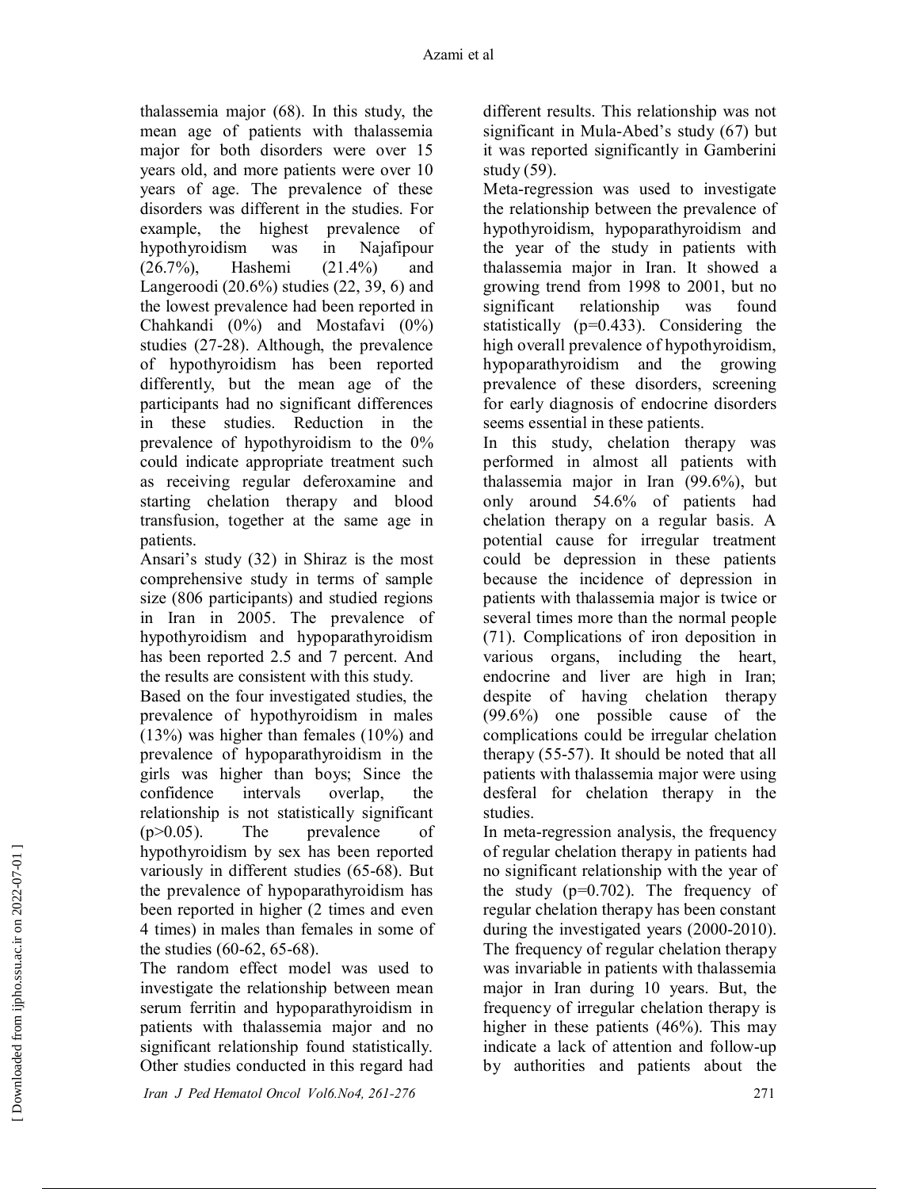thalassemia major (68). In this study, the mean age of patients with thalassemia major for both disorders were over 15 years old, and more patients were over 10 years of age. The prevalence of these disorders was different in the studies. For example, the highest prevalence of hypothyroidism was in Najafipour (26.7%), Hashemi (21.4%) and Langeroodi (20.6%) studies (22, 39, 6) and the lowest prevalence had been reported in Chahkandi (0%) and Mostafavi (0%) studies (27-28). Although, the prevalence of hypothyroidism has been reported differently, but the mean age of the participants had no significant differences in these studies. Reduction in the prevalence of hypothyroidism to the 0% could indicate appropriate treatment such as receiving regular deferoxamine and starting chelation therapy and blood transfusion, together at the same age in patients.

Ansari's study (32) in Shiraz is the most comprehensive study in terms of sample size (806 participants) and studied regions in Iran in 2005. The prevalence of hypothyroidism and hypoparathyroidism has been reported 2.5 and 7 percent. And the results are consistent with this study.

Based on the four investigated studies, the prevalence of hypothyroidism in males (13%) was higher than females (10%) and prevalence of hypoparathyroidism in the girls was higher than boys; Since the confidence intervals overlap, the relationship is not statistically significant ($p>0.05$). The prevalence of hypothyroidism by sex has been reported variously in different studies (65-68). But the prevalence of hypoparathyroidism has been reported in higher (2 times and even 4 times) in males than females in some of the studies (60-62, 65-68).

The random effect model was used to investigate the relationship between mean serum ferritin and hypoparathyroidism in patients with thalassemia major and no significant relationship found statistically. Other studies conducted in this regard had different results. This relationship was not significant in Mula-Abed's study (67) but it was reported significantly in Gamberini study (59).

Meta-regression was used to investigate the relationship between the prevalence of hypothyroidism, hypoparathyroidism and the year of the study in patients with thalassemia major in Iran. It showed a growing trend from 1998 to 2001, but no significant relationship was found statistically ($p=0.433$). Considering the high overall prevalence of hypothyroidism, hypoparathyroidism and the growing prevalence of these disorders, screening for early diagnosis of endocrine disorders seems essential in these patients.

In this study, chelation therapy was performed in almost all patients with thalassemia major in Iran (99.6%), but only around 54.6% of patients had chelation therapy on a regular basis. A potential cause for irregular treatment could be depression in these patients because the incidence of depression in patients with thalassemia major is twice or several times more than the normal people (71). Complications of iron deposition in various organs, including the heart, endocrine and liver are high in Iran; despite of having chelation therapy (99.6%) one possible cause of the complications could be irregular chelation therapy (55-57). It should be noted that all patients with thalassemia major were using desferal for chelation therapy in the studies.

In meta-regression analysis, the frequency of regular chelation therapy in patients had no significant relationship with the year of the study ($p=0.702$). The frequency of regular chelation therapy has been constant during the investigated years (2000-2010). The frequency of regular chelation therapy was invariable in patients with thalassemia major in Iran during 10 years. But, the frequency of irregular chelation therapy is higher in these patients (46%). This may indicate a lack of attention and follow-up by authorities and patients about the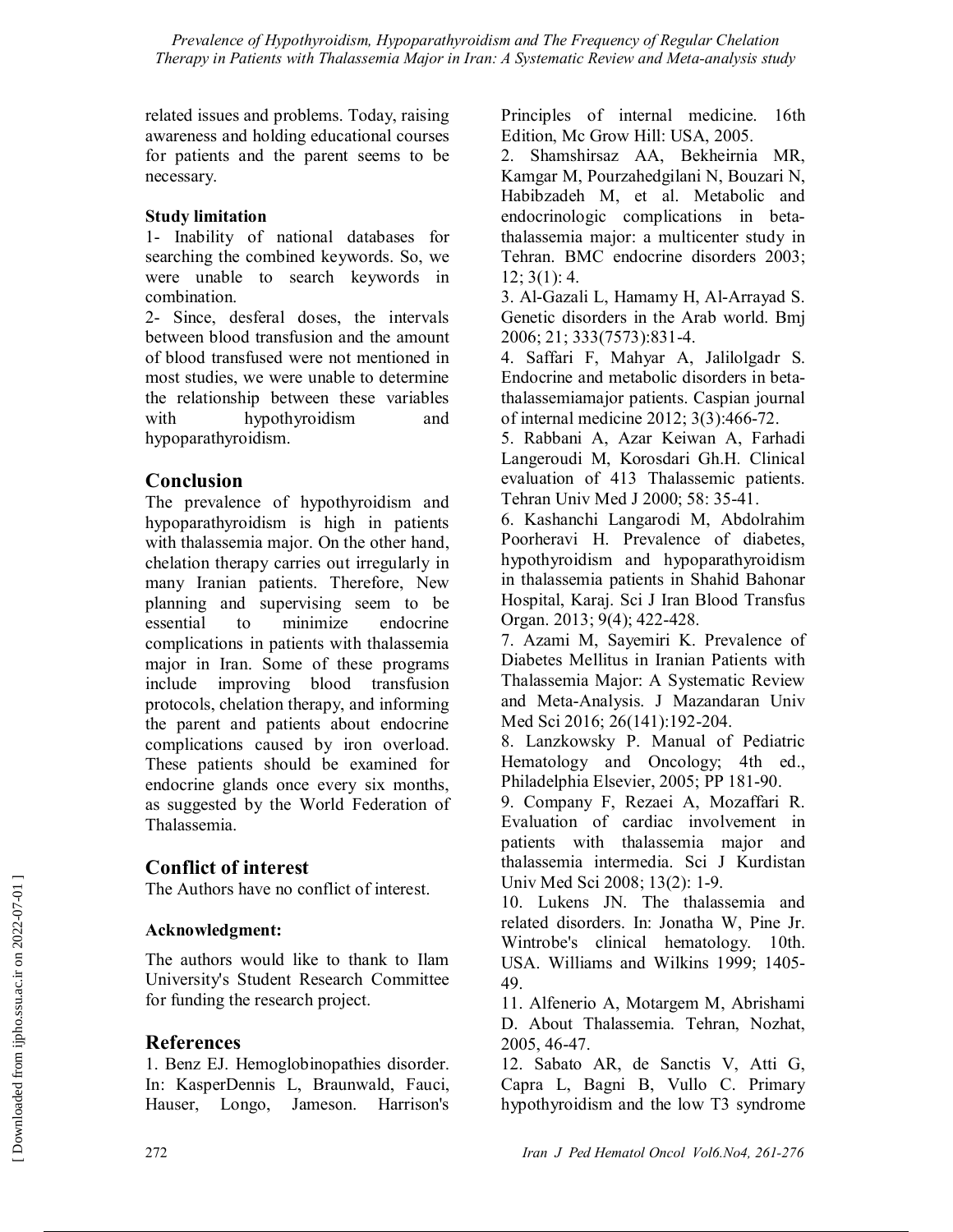related issues and problems. Today, raising awareness and holding educational courses for patients and the parent seems to be necessary.

### Study limitation

1- Inability of national databases for searching the combined keywords. So, we were unable to search keywords in combination.

2- Since, desferal doses, the intervals between blood transfusion and the amount of blood transfused were not mentioned in most studies, we were unable to determine the relationship between these variables with hypothyroidism and hypoparathyroidism.

## Conclusion

The prevalence of hypothyroidism and hypoparathyroidism is high in patients with thalassemia major. On the other hand, chelation therapy carries out irregularly in many Iranian patients. Therefore, New planning and supervising seem to be essential to minimize endocrine complications in patients with thalassemia major in Iran. Some of these programs include improving blood transfusion protocols, chelation therapy, and informing the parent and patients about endocrine complications caused by iron overload. These patients should be examined for endocrine glands once every six months, as suggested by the World Federation of Thalassemia.

## Conflict of interest

The Authors have no conflict of interest.

### Acknowledgment:

The authors would like to thank to Ilam University's Student Research Committee for funding the research project.

## References

1. Benz EJ. Hemoglobinopathies disorder. In: KasperDennis L, Braunwald, Fauci, Hauser, Longo, Jameson. Harrison's Principles of internal medicine. 16th Edition, Mc Grow Hill: USA, 2005.
2. Shamshirsaz AA, Bekheirnia MR, Kamgar M, Pourzahedgilani N, Bouzari N, Habibzadeh M, et al. Metabolic and endocrinologic complications in beta-thalassemia major: a multicenter study in Tehran. BMC endocrine disorders 2003; 12; 3(1): 4.
3. Al-Gazali L, Hamamy H, Al-Arrayad S. Genetic disorders in the Arab world. Bmj 2006; 21; 333(7573):831-4.
4. Saffari F, Mahyar A, Jalilolgadr S. Endocrine and metabolic disorders in beta-thalassemiamajor patients. Caspian journal of internal medicine 2012; 3(3):466-72.
5. Rabbani A, Azar Keiwan A, Farhadi Langeroudi M, Korosdari Gh.H. Clinical evaluation of 413 Thalassemic patients. Tehran Univ Med J 2000; 58: 35-41.
6. Kashanchi Langarodi M, Abdolrahim Poorheravi H. Prevalence of diabetes, hypothyroidism and hypoparathyroidism in thalassemia patients in Shahid Bahonar Hospital, Karaj. Sci J Iran Blood Transfus Organ. 2013; 9(4); 422-428.
7. Azami M, Sayemiri K. Prevalence of Diabetes Mellitus in Iranian Patients with Thalassemia Major: A Systematic Review and Meta-Analysis. J Mazandaran Univ Med Sci 2016; 26(141):192-204.
8. Lanzkowsky P. Manual of Pediatric Hematology and Oncology; 4th ed., Philadelphia Elsevier, 2005; PP 181-90.
9. Company F, Rezaei A, Mozaffari R. Evaluation of cardiac involvement in patients with thalassemia major and thalassemia intermedia. Sci J Kurdistan Univ Med Sci 2008; 13(2): 1-9.
10. Lukens JN. The thalassemia and related disorders. In: Jonatha W, Pine Jr. Wintrobe's clinical hematology. 10th. USA. Williams and Wilkins 1999; 1405-49.
11. Alfenerio A, Motargem M, Abrishami D. About Thalassemia. Tehran, Nozhat, 2005, 46-47.
12. Sabato AR, de Sanctis V, Atti G, Capra L, Bagni B, Vullo C. Primary hypothyroidism and the low T3 syndrome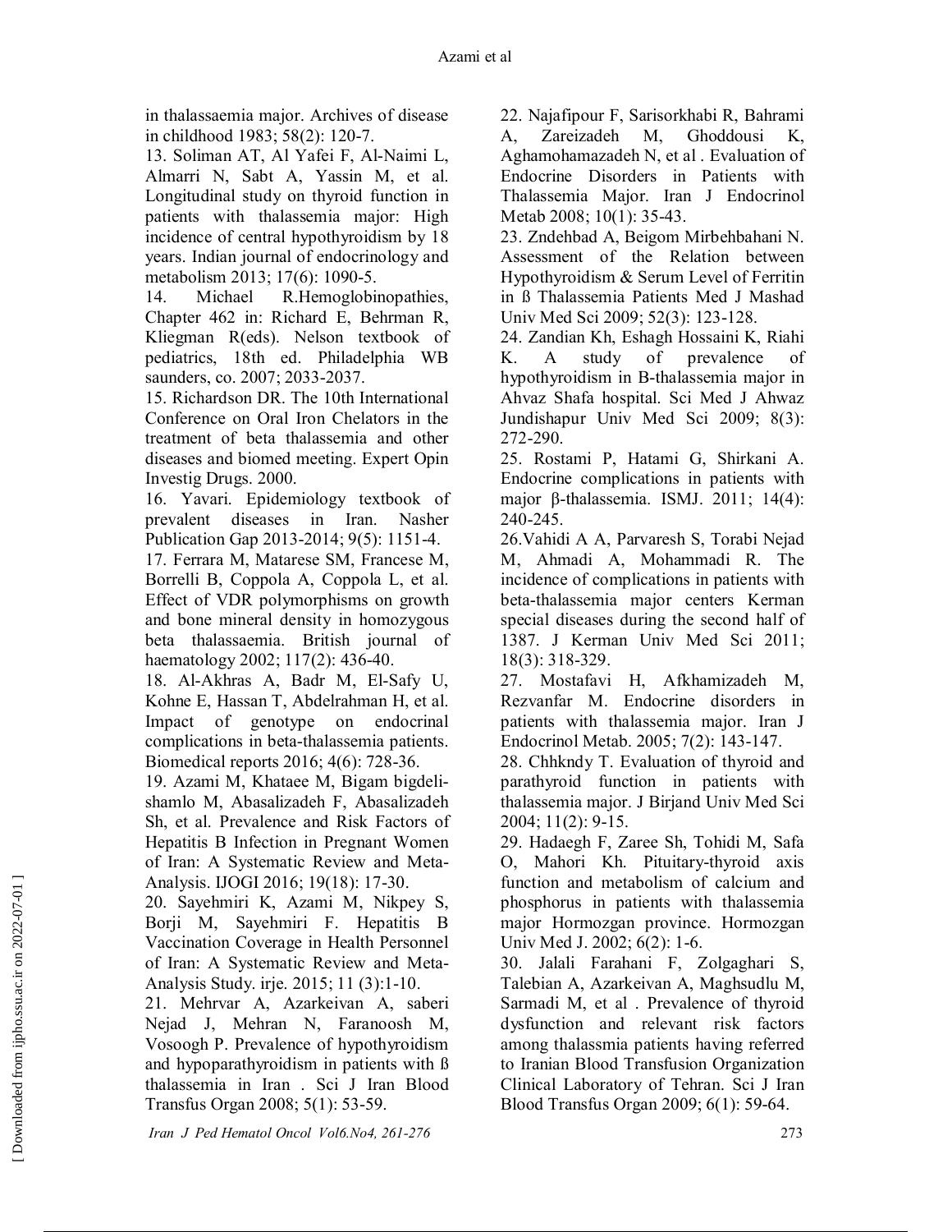in thalassaemia major. Archives of disease in childhood 1983; 58(2): 120-7.

13. Soliman AT, Al Yafei F, Al-Naimi L, Almarri N, Sabt A, Yassin M, et al. Longitudinal study on thyroid function in patients with thalassemia major: High incidence of central hypothyroidism by 18 years. Indian journal of endocrinology and metabolism 2013; 17(6): 1090-5.

14. Michael R.Hemoglobinopathies, Chapter 462 in: Richard E, Behrman R, Kliegman R(eds). Nelson textbook of pediatrics, 18th ed. Philadelphia WB saunders, co. 2007; 2033-2037.

15. Richardson DR. The 10th International Conference on Oral Iron Chelators in the treatment of beta thalassemia and other diseases and biomed meeting. Expert Opin Investig Drugs. 2000.

16. Yavari. Epidemiology textbook of prevalent diseases in Iran. Nasher Publication Gap 2013-2014; 9(5): 1151-4.

17. Ferrara M, Matarese SM, Francese M, Borrelli B, Coppola A, Coppola L, et al. Effect of VDR polymorphisms on growth and bone mineral density in homozygous beta thalassaemia. British journal of haematology 2002; 117(2): 436-40.

18. Al-Akhras A, Badr M, El-Safy U, Kohne E, Hassan T, Abdelrahman H, et al. Impact of genotype on endocrinal complications in beta-thalassemia patients. Biomedical reports 2016; 4(6): 728-36.

19. Azami M, Khataee M, Bigam bigdeli-shamlo M, Abasalizadeh F, Abasalizadeh Sh, et al. Prevalence and Risk Factors of Hepatitis B Infection in Pregnant Women of Iran: A Systematic Review and Meta-Analysis. IJOGI 2016; 19(18): 17-30.

20. Sayehmiri K, Azami M, Nikpey S, Borji M, Sayehmiri F. Hepatitis B Vaccination Coverage in Health Personnel of Iran: A Systematic Review and Meta-Analysis Study. irje. 2015; 11 (3):1-10.

21. Mehrvar A, Azarkeivan A, saberi Nejad J, Mehran N, Faranoosh M, Vosoogh P. Prevalence of hypothyroidism and hypoparathyroidism in patients with ß thalassemia in Iran . Sci J Iran Blood Transfus Organ 2008; 5(1): 53-59.

22. Najafipour F, Sarisorkhabi R, Bahrami A, Zareizadeh M, Ghoddousi K, Aghamohamazadeh N, et al . Evaluation of Endocrine Disorders in Patients with Thalassemia Major. Iran J Endocrinol Metab 2008; 10(1): 35-43.

23. Zndehbad A, Beigom Mirbehbahani N. Assessment of the Relation between Hypothyroidism & Serum Level of Ferritin in ß Thalassemia Patients Med J Mashad Univ Med Sci 2009; 52(3): 123-128.

24. Zandian Kh, Eshagh Hossaini K, Riahi K. A study of prevalence of hypothyroidism in B-thalassemia major in Ahvaz Shafa hospital. Sci Med J Ahwaz Jundishapur Univ Med Sci 2009; 8(3): 272-290.

25. Rostami P, Hatami G, Shirkani A. Endocrine complications in patients with major β-thalassemia. ISMJ. 2011; 14(4): 240-245.

26.Vahidi A A, Parvaresh S, Torabi Nejad M, Ahmadi A, Mohammadi R. The incidence of complications in patients with beta-thalassemia major centers Kerman special diseases during the second half of 1387. J Kerman Univ Med Sci 2011; 18(3): 318-329.

27. Mostafavi H, Afkhamizadeh M, Rezvanfar M. Endocrine disorders in patients with thalassemia major. Iran J Endocrinol Metab. 2005; 7(2): 143-147.

28. Chhkndy T. Evaluation of thyroid and parathyroid function in patients with thalassemia major. J Birjand Univ Med Sci 2004; 11(2): 9-15.

29. Hadaegh F, Zaree Sh, Tohidi M, Safa O, Mahori Kh. Pituitary-thyroid axis function and metabolism of calcium and phosphorus in patients with thalassemia major Hormozgan province. Hormozgan Univ Med J. 2002; 6(2): 1-6.

30. Jalali Farahani F, Zolgaghari S, Talebian A, Azarkeivan A, Maghsudlu M, Sarmadi M, et al . Prevalence of thyroid dysfunction and relevant risk factors among thalassmia patients having referred to Iranian Blood Transfusion Organization Clinical Laboratory of Tehran. Sci J Iran Blood Transfus Organ 2009; 6(1): 59-64.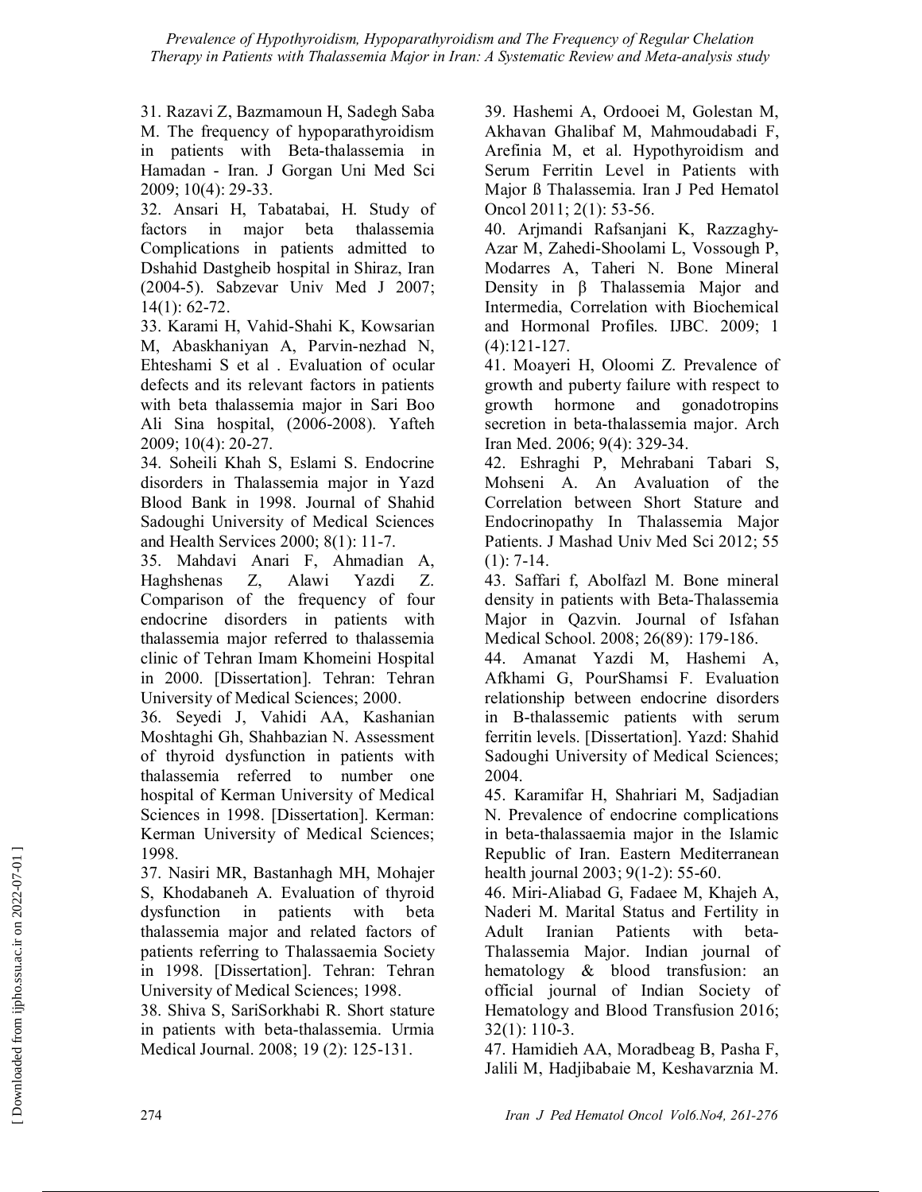31. Razavi Z, Bazmamoun H, Sadegh Saba M. The frequency of hypoparathyroidism in patients with Beta-thalassemia in Hamadan - Iran. J Gorgan Uni Med Sci 2009; 10(4): 29-33.

32. Ansari H, Tabatabai, H. Study of factors in major beta thalassemia Complications in patients admitted to Dshahid Dastgheib hospital in Shiraz, Iran (2004-5). Sabzevar Univ Med J 2007; 14(1): 62-72.

33. Karami H, Vahid-Shahi K, Kowsarian M, Abaskhaniyan A, Parvin-nezhad N, Ehteshami S et al . Evaluation of ocular defects and its relevant factors in patients with beta thalassemia major in Sari Boo Ali Sina hospital, (2006-2008). Yafteh 2009; 10(4): 20-27.

34. Soheili Khah S, Eslami S. Endocrine disorders in Thalassemia major in Yazd Blood Bank in 1998. Journal of Shahid Sadoughi University of Medical Sciences and Health Services 2000; 8(1): 11-7.

35. Mahdavi Anari F, Ahmadian A, Haghshenas Z, Alawi Yazdi Z. Comparison of the frequency of four endocrine disorders in patients with thalassemia major referred to thalassemia clinic of Tehran Imam Khomeini Hospital in 2000. [Dissertation]. Tehran: Tehran University of Medical Sciences; 2000.

36. Seyedi J, Vahidi AA, Kashanian Moshtaghi Gh, Shahbazian N. Assessment of thyroid dysfunction in patients with thalassemia referred to number one hospital of Kerman University of Medical Sciences in 1998. [Dissertation]. Kerman: Kerman University of Medical Sciences; 1998.

37. Nasiri MR, Bastanhagh MH, Mohajer S, Khodabaneh A. Evaluation of thyroid dysfunction in patients with beta thalassemia major and related factors of patients referring to Thalassaemia Society in 1998. [Dissertation]. Tehran: Tehran University of Medical Sciences; 1998.

38. Shiva S, SariSorkhabi R. Short stature in patients with beta-thalassemia. Urmia Medical Journal. 2008; 19 (2): 125-131.

39. Hashemi A, Ordooei M, Golestan M, Akhavan Ghalibaf M, Mahmoudabadi F, Arefinia M, et al. Hypothyroidism and Serum Ferritin Level in Patients with Major ß Thalassemia. Iran J Ped Hematol Oncol 2011; 2(1): 53-56.

40. Arjmandi Rafsanjani K, Razzaghy-Azar M, Zahedi-Shoolami L, Vossough P, Modarres A, Taheri N. Bone Mineral Density in β Thalassemia Major and Intermedia, Correlation with Biochemical and Hormonal Profiles. IJBC. 2009; 1 (4):121-127.

41. Moayeri H, Oloomi Z. Prevalence of growth and puberty failure with respect to growth hormone and gonadotropins secretion in beta-thalassemia major. Arch Iran Med. 2006; 9(4): 329-34.

42. Eshraghi P, Mehrabani Tabari S, Mohseni A. An Avaluation of the Correlation between Short Stature and Endocrinopathy In Thalassemia Major Patients. J Mashad Univ Med Sci 2012; 55 (1): 7-14.

43. Saffari f, Abolfazl M. Bone mineral density in patients with Beta-Thalassemia Major in Qazvin. Journal of Isfahan Medical School. 2008; 26(89): 179-186.

44. Amanat Yazdi M, Hashemi A, Afkhami G, PourShamsi F. Evaluation relationship between endocrine disorders in B-thalassemic patients with serum ferritin levels. [Dissertation]. Yazd: Shahid Sadoughi University of Medical Sciences; 2004.

45. Karamifar H, Shahriari M, Sadjadian N. Prevalence of endocrine complications in beta-thalassaemia major in the Islamic Republic of Iran. Eastern Mediterranean health journal 2003; 9(1-2): 55-60.

46. Miri-Aliabad G, Fadaee M, Khajeh A, Naderi M. Marital Status and Fertility in Adult Iranian Patients with beta-Thalassemia Major. Indian journal of hematology & blood transfusion: an official journal of Indian Society of Hematology and Blood Transfusion 2016; 32(1): 110-3.

47. Hamidieh AA, Moradbeag B, Pasha F, Jalili M, Hadjibabaie M, Keshavarznia M.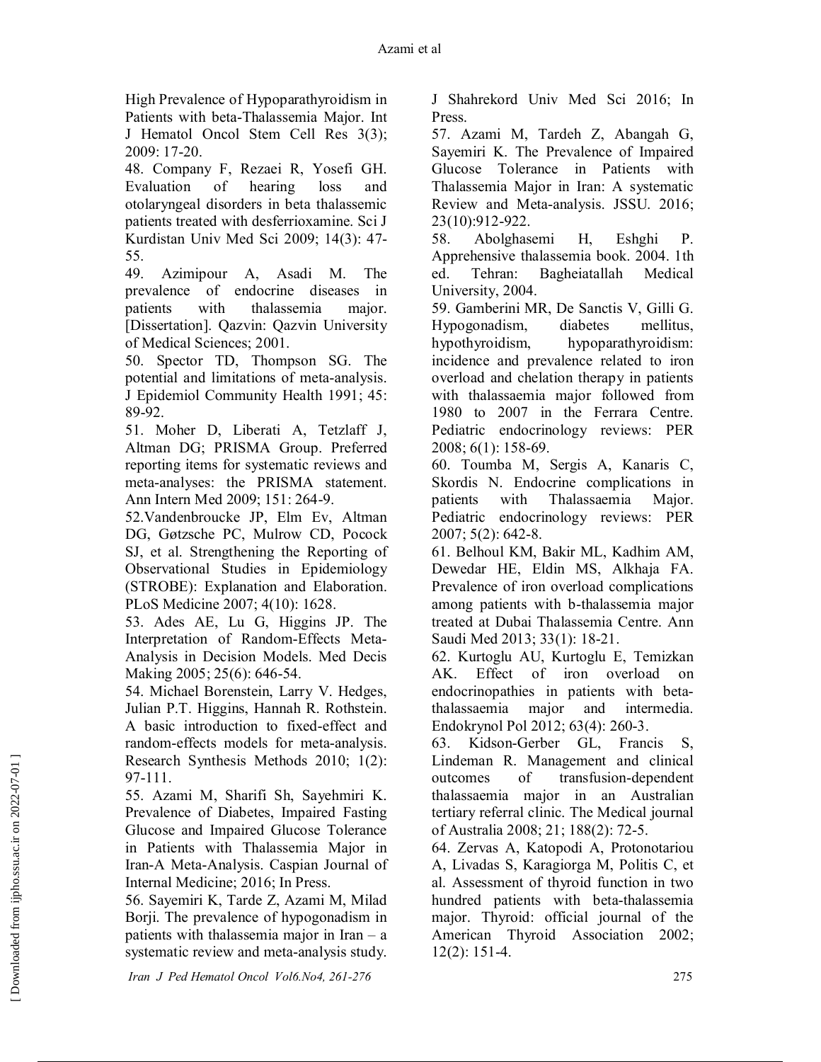High Prevalence of Hypoparathyroidism in Patients with beta-Thalassemia Major. Int J Hematol Oncol Stem Cell Res 3(3); 2009: 17-20.

48. Company F, Rezaei R, Yosefi GH. Evaluation of hearing loss and otolaryngeal disorders in beta thalassemic patients treated with desferrioxamine. Sci J Kurdistan Univ Med Sci 2009; 14(3): 47-55.

49. Azimipour A, Asadi M. The prevalence of endocrine diseases in patients with thalassemia major. [Dissertation]. Qazvin: Qazvin University of Medical Sciences; 2001.

50. Spector TD, Thompson SG. The potential and limitations of meta-analysis. J Epidemiol Community Health 1991; 45: 89-92.

51. Moher D, Liberati A, Tetzlaff J, Altman DG; PRISMA Group. Preferred reporting items for systematic reviews and meta-analyses: the PRISMA statement. Ann Intern Med 2009; 151: 264-9.

52.Vandenbroucke JP, Elm Ev, Altman DG, Gøtzsche PC, Mulrow CD, Pocock SJ, et al. Strengthening the Reporting of Observational Studies in Epidemiology (STROBE): Explanation and Elaboration. PLoS Medicine 2007; 4(10): 1628.

53. Ades AE, Lu G, Higgins JP. The Interpretation of Random-Effects Meta-Analysis in Decision Models. Med Decis Making 2005; 25(6): 646-54.

54. Michael Borenstein, Larry V. Hedges, Julian P.T. Higgins, Hannah R. Rothstein. A basic introduction to fixed-effect and random-effects models for meta-analysis. Research Synthesis Methods 2010; 1(2): 97-111.

55. Azami M, Sharifi Sh, Sayehmiri K. Prevalence of Diabetes, Impaired Fasting Glucose and Impaired Glucose Tolerance in Patients with Thalassemia Major in Iran-A Meta-Analysis. Caspian Journal of Internal Medicine; 2016; In Press.

56. Sayemiri K, Tarde Z, Azami M, Milad Borji. The prevalence of hypogonadism in patients with thalassemia major in Iran – a systematic review and meta-analysis study. J Shahrekord Univ Med Sci 2016; In Press.

57. Azami M, Tardeh Z, Abangah G, Sayemiri K. The Prevalence of Impaired Glucose Tolerance in Patients with Thalassemia Major in Iran: A systematic Review and Meta-analysis. JSSU. 2016; 23(10):912-922.

58. Abolghasemi H, Eshghi P. Apprehensive thalassemia book. 2004. 1th ed. Tehran: Bagheiatallah Medical University, 2004.

59. Gamberini MR, De Sanctis V, Gilli G. Hypogonadism, diabetes mellitus, hypothyroidism, hypoparathyroidism: incidence and prevalence related to iron overload and chelation therapy in patients with thalassaemia major followed from 1980 to 2007 in the Ferrara Centre. Pediatric endocrinology reviews: PER 2008; 6(1): 158-69.

60. Toumba M, Sergis A, Kanaris C, Skordis N. Endocrine complications in patients with Thalassaemia Major. Pediatric endocrinology reviews: PER 2007; 5(2): 642-8.

61. Belhoul KM, Bakir ML, Kadhim AM, Dewedar HE, Eldin MS, Alkhaja FA. Prevalence of iron overload complications among patients with b-thalassemia major treated at Dubai Thalassemia Centre. Ann Saudi Med 2013; 33(1): 18-21.

62. Kurtoglu AU, Kurtoglu E, Temizkan AK. Effect of iron overload on endocrinopathies in patients with beta-thalassaemia major and intermedia. Endokrynol Pol 2012; 63(4): 260-3.

63. Kidson-Gerber GL, Francis S, Lindeman R. Management and clinical outcomes of transfusion-dependent thalassaemia major in an Australian tertiary referral clinic. The Medical journal of Australia 2008; 21; 188(2): 72-5.

64. Zervas A, Katopodi A, Protonotariou A, Livadas S, Karagiorga M, Politis C, et al. Assessment of thyroid function in two hundred patients with beta-thalassemia major. Thyroid: official journal of the American Thyroid Association 2002; 12(2): 151-4.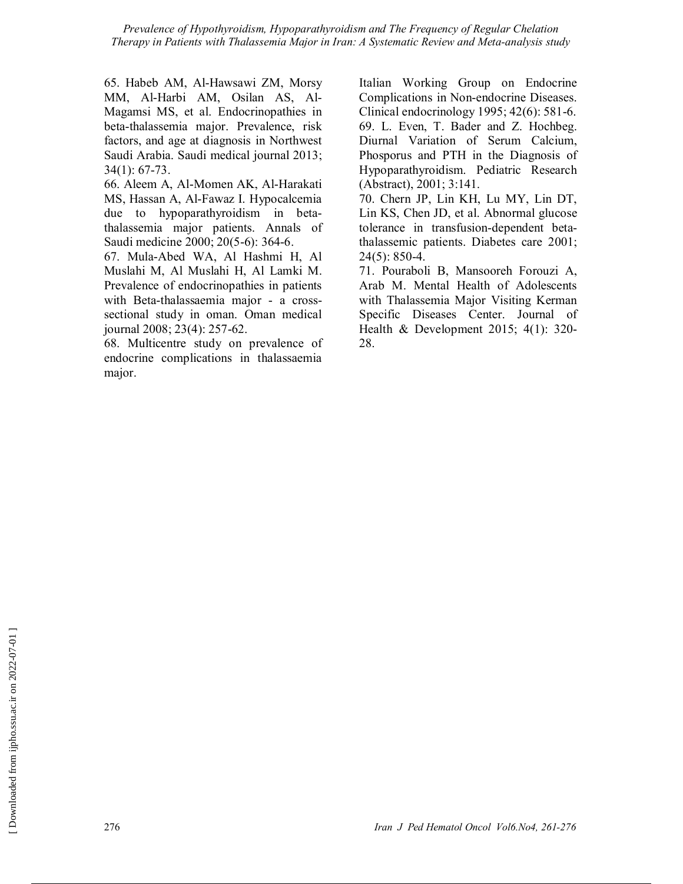65. Habeb AM, Al-Hawsawi ZM, Morsy MM, Al-Harbi AM, Osilan AS, Al-Magamsi MS, et al. Endocrinopathies in beta-thalassemia major. Prevalence, risk factors, and age at diagnosis in Northwest Saudi Arabia. Saudi medical journal 2013; 34(1): 67-73.

66. Aleem A, Al-Momen AK, Al-Harakati MS, Hassan A, Al-Fawaz I. Hypocalcemia due to hypoparathyroidism in beta-thalassemia major patients. Annals of Saudi medicine 2000; 20(5-6): 364-6.

67. Mula-Abed WA, Al Hashmi H, Al Muslahi M, Al Muslahi H, Al Lamki M. Prevalence of endocrinopathies in patients with Beta-thalassaemia major - a cross-sectional study in oman. Oman medical journal 2008; 23(4): 257-62.

68. Multicentre study on prevalence of endocrine complications in thalassaemia major. Italian Working Group on Endocrine Complications in Non-endocrine Diseases. Clinical endocrinology 1995; 42(6): 581-6.

69. L. Even, T. Bader and Z. Hochbeg. Diurnal Variation of Serum Calcium, Phosporus and PTH in the Diagnosis of Hypoparathyroidism. Pediatric Research (Abstract), 2001; 3:141.

70. Chern JP, Lin KH, Lu MY, Lin DT, Lin KS, Chen JD, et al. Abnormal glucose tolerance in transfusion-dependent beta-thalassemic patients. Diabetes care 2001; 24(5): 850-4.

71. Pouraboli B, Mansooreh Forouzi A, Arab M. Mental Health of Adolescents with Thalassemia Major Visiting Kerman Specific Diseases Center. Journal of Health & Development 2015; 4(1): 320-28.